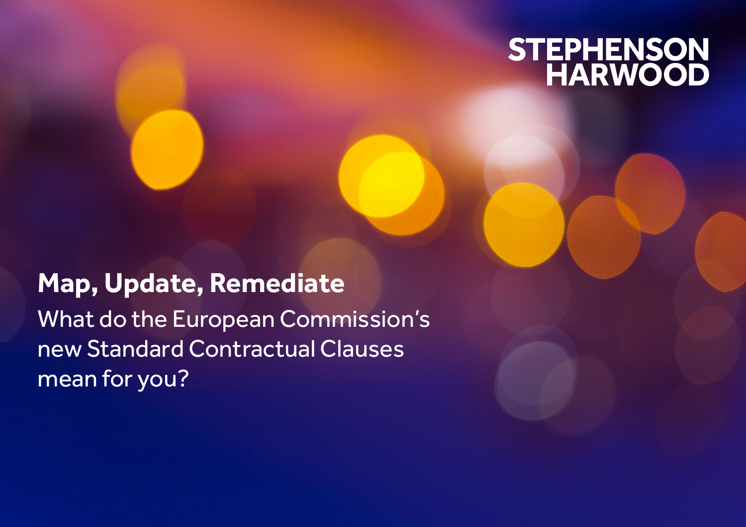STEPHENSON HARWOOD

# Map, Update, Remediate

What do the European Commission's new Standard Contractual Clauses mean for you?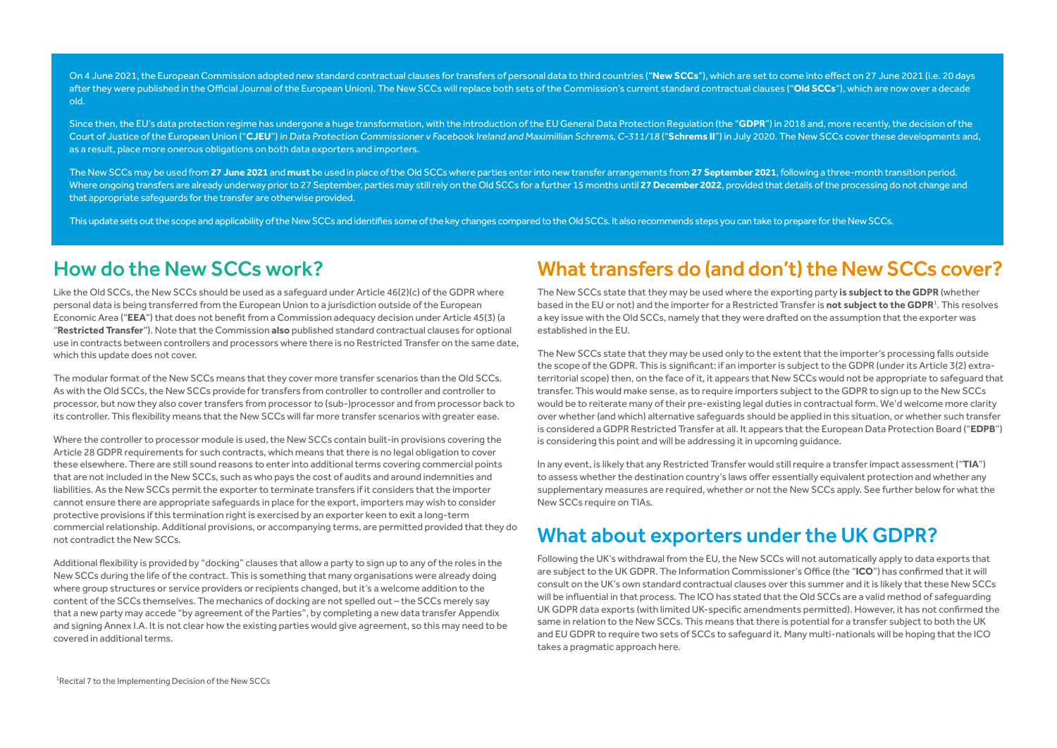On 4 June 2021, the European Commission adopted new standard contractual clauses for transfers of personal data to third countries ("**New SCCs**"), which are set to come into effect on 27 June 2021 (i.e. 20 days after they were published in the Official Journal of the European Union). The New SCCs will replace both sets of the Commission's current standard contractual clauses ("**Old SCCs**"), which are now over a decade old.

Since then, the EU's data protection regime has undergone a huge transformation, with the introduction of the EU General Data Protection Regulation (the "**GDPR**") in 2018 and, more recently, the decision of the Court of Justice of the European Union ("**CJEU**") in *Data Protection Commissioner v Facebook Ireland and Maximillian Schrems, C-311/18* ("**Schrems II**") in July 2020. The New SCCs cover these developments and, as a result, place more onerous obligations on both data exporters and importers.

The New SCCs may be used from **27 June 2021** and **must** be used in place of the Old SCCs where parties enter into new transfer arrangements from **27 September 2021**, following a three-month transition period. Where ongoing transfers are already underway prior to 27 September, parties may still rely on the Old SCCs for a further 15 months until **27 December 2022**, provided that details of the processing do not change and that appropriate safeguards for the transfer are otherwise provided.

This update sets out the scope and applicability of the New SCCs and identifies some of the key changes compared to the Old SCCs. It also recommends steps you can take to prepare for the New SCCs.

## How do the New SCCs work?

Like the Old SCCs, the New SCCs should be used as a safeguard under Article 46(2)(c) of the GDPR where personal data is being transferred from the European Union to a jurisdiction outside of the European Economic Area ("**EEA**") that does not benefit from a Commission adequacy decision under Article 45(3) (a "**Restricted Transfer**"). Note that the Commission **also** published standard contractual clauses for optional use in contracts between controllers and processors where there is no Restricted Transfer on the same date, which this update does not cover.

The modular format of the New SCCs means that they cover more transfer scenarios than the Old SCCs. As with the Old SCCs, the New SCCs provide for transfers from controller to controller and controller to processor, but now they also cover transfers from processor to (sub-)processor and from processor back to its controller. This flexibility means that the New SCCs will far more transfer scenarios with greater ease.

Where the controller to processor module is used, the New SCCs contain built-in provisions covering the Article 28 GDPR requirements for such contracts, which means that there is no legal obligation to cover these elsewhere. There are still sound reasons to enter into additional terms covering commercial points that are not included in the New SCCs, such as who pays the cost of audits and around indemnities and liabilities. As the New SCCs permit the exporter to terminate transfers if it considers that the importer cannot ensure there are appropriate safeguards in place for the export, importers may wish to consider protective provisions if this termination right is exercised by an exporter keen to exit a long-term commercial relationship. Additional provisions, or accompanying terms, are permitted provided that they do not contradict the New SCCs.

Additional flexibility is provided by "docking" clauses that allow a party to sign up to any of the roles in the New SCCs during the life of the contract. This is something that many organisations were already doing where group structures or service providers or recipients changed, but it's a welcome addition to the content of the SCCs themselves. The mechanics of docking are not spelled out – the SCCs merely say that a new party may accede "by agreement of the Parties", by completing a new data transfer Appendix and signing Annex I.A. It is not clear how the existing parties would give agreement, so this may need to be covered in additional terms.

## What transfers do (and don't) the New SCCs cover?

The New SCCs state that they may be used where the exporting party **is subject to the GDPR** (whether based in the EU or not) and the importer for a Restricted Transfer is **not subject to the GDPR**[1]. This resolves a key issue with the Old SCCs, namely that they were drafted on the assumption that the exporter was established in the EU.

The New SCCs state that they may be used only to the extent that the importer's processing falls outside the scope of the GDPR. This is significant: if an importer is subject to the GDPR (under its Article 3(2) extra-territorial scope) then, on the face of it, it appears that New SCCs would not be appropriate to safeguard that transfer. This would make sense, as to require importers subject to the GDPR to sign up to the New SCCs would be to reiterate many of their pre-existing legal duties in contractual form. We'd welcome more clarity over whether (and which) alternative safeguards should be applied in this situation, or whether such transfer is considered a GDPR Restricted Transfer at all. It appears that the European Data Protection Board ("**EDPB**") is considering this point and will be addressing it in upcoming guidance.

In any event, is likely that any Restricted Transfer would still require a transfer impact assessment ("**TIA**") to assess whether the destination country's laws offer essentially equivalent protection and whether any supplementary measures are required, whether or not the New SCCs apply. See further below for what the New SCCs require on TIAs.

## What about exporters under the UK GDPR?

Following the UK's withdrawal from the EU, the New SCCs will not automatically apply to data exports that are subject to the UK GDPR. The Information Commissioner's Office (the "**ICO**") has confirmed that it will consult on the UK's own standard contractual clauses over this summer and it is likely that these New SCCs will be influential in that process. The ICO has stated that the Old SCCs are a valid method of safeguarding UK GDPR data exports (with limited UK-specific amendments permitted). However, it has not confirmed the same in relation to the New SCCs. This means that there is potential for a transfer subject to both the UK and EU GDPR to require two sets of SCCs to safeguard it. Many multi-nationals will be hoping that the ICO takes a pragmatic approach here.

[1] Recital 7 to the Implementing Decision of the New SCCs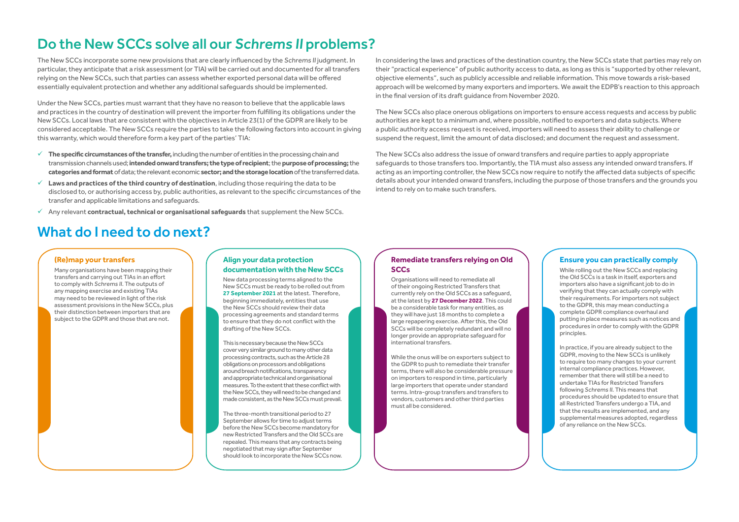# Do the New SCCs solve all our *Schrems II* problems?

The New SCCs incorporate some new provisions that are clearly influenced by the *Schrems II* judgment. In particular, they anticipate that a risk assessment (or TIA) will be carried out and documented for all transfers relying on the New SCCs, such that parties can assess whether exported personal data will be offered essentially equivalent protection and whether any additional safeguards should be implemented.

Under the New SCCs, parties must warrant that they have no reason to believe that the applicable laws and practices in the country of destination will prevent the importer from fulfilling its obligations under the New SCCs. Local laws that are consistent with the objectives in Article 23(1) of the GDPR are likely to be considered acceptable. The New SCCs require the parties to take the following factors into account in giving this warranty, which would therefore form a key part of the parties' TIA:

- ✓ **The specific circumstances of the transfer,** including the number of entities in the processing chain and transmission channels used; **intended onward transfers; the type of recipient**; the **purpose of processing;** the **categories and format** of data; the relevant economic **sector; and the storage location** of the transferred data.
- ✓ **Laws and practices of the third country of destination**, including those requiring the data to be disclosed to, or authorising access by, public authorities, as relevant to the specific circumstances of the transfer and applicable limitations and safeguards.
- ✓ Any relevant **contractual, technical or organisational safeguards** that supplement the New SCCs.

In considering the laws and practices of the destination country, the New SCCs state that parties may rely on their "practical experience" of public authority access to data, as long as this is "supported by other relevant, objective elements", such as publicly accessible and reliable information. This move towards a risk-based approach will be welcomed by many exporters and importers. We await the EDPB's reaction to this approach in the final version of its draft guidance from November 2020.

The New SCCs also place onerous obligations on importers to ensure access requests and access by public authorities are kept to a minimum and, where possible, notified to exporters and data subjects. Where a public authority access request is received, importers will need to assess their ability to challenge or suspend the request, limit the amount of data disclosed; and document the request and assessment.

The New SCCs also address the issue of onward transfers and require parties to apply appropriate safeguards to those transfers too. Importantly, the TIA must also assess any intended onward transfers. If acting as an importing controller, the New SCCs now require to notify the affected data subjects of specific details about your intended onward transfers, including the purpose of those transfers and the grounds you intend to rely on to make such transfers.

# What do I need to do next?

### (Re)map your transfers

Many organisations have been mapping their transfers and carrying out TIAs in an effort to comply with *Schrems II*. The outputs of any mapping exercise and existing TIAs may need to be reviewed in light of the risk assessment provisions in the New SCCs, plus their distinction between importers that are subject to the GDPR and those that are not.

### Align your data protection documentation with the New SCCs

New data processing terms aligned to the New SCCs must be ready to be rolled out from **27 September 2021** at the latest. Therefore, beginning immediately, entities that use the New SCCs should review their data processing agreements and standard terms to ensure that they do not conflict with the drafting of the New SCCs.

This is necessary because the New SCCs cover very similar ground to many other data processing contracts, such as the Article 28 obligations on processors and obligations around breach notifications, transparency and appropriate technical and organisational measures. To the extent that these conflict with the New SCCs, they will need to be changed and made consistent, as the New SCCs must prevail.

The three-month transitional period to 27 September allows for time to adjust terms before the New SCCs become mandatory for new Restricted Transfers and the Old SCCs are repealed. This means that any contracts being negotiated that may sign after September should look to incorporate the New SCCs now.

### Remediate transfers relying on Old SCCs

Organisations will need to remediate all of their ongoing Restricted Transfers that currently rely on the Old SCCs as a safeguard, at the latest by **27 December 2022**. This could be a considerable task for many entities, as they will have just 18 months to complete a large repapering exercise. After this, the Old SCCs will be completely redundant and will no longer provide an appropriate safeguard for international transfers.

While the onus will be on exporters subject to the GDPR to push to remediate their transfer terms, there will also be considerable pressure on importers to respond in time, particularly large importers that operate under standard terms. Intra-group transfers and transfers to vendors, customers and other third parties must all be considered.

### Ensure you can practically comply

While rolling out the New SCCs and replacing the Old SCCs is a task in itself, exporters and importers also have a significant job to do in verifying that they can actually comply with their requirements. For importers not subject to the GDPR, this may mean conducting a complete GDPR compliance overhaul and putting in place measures such as notices and procedures in order to comply with the GDPR principles.

In practice, if you are already subject to the GDPR, moving to the New SCCs is unlikely to require too many changes to your current internal compliance practices. However, remember that there will still be a need to undertake TIAs for Restricted Transfers following *Schrems II*. This means that procedures should be updated to ensure that all Restricted Transfers undergo a TIA, and that the results are implemented, and any supplemental measures adopted, regardless of any reliance on the New SCCs.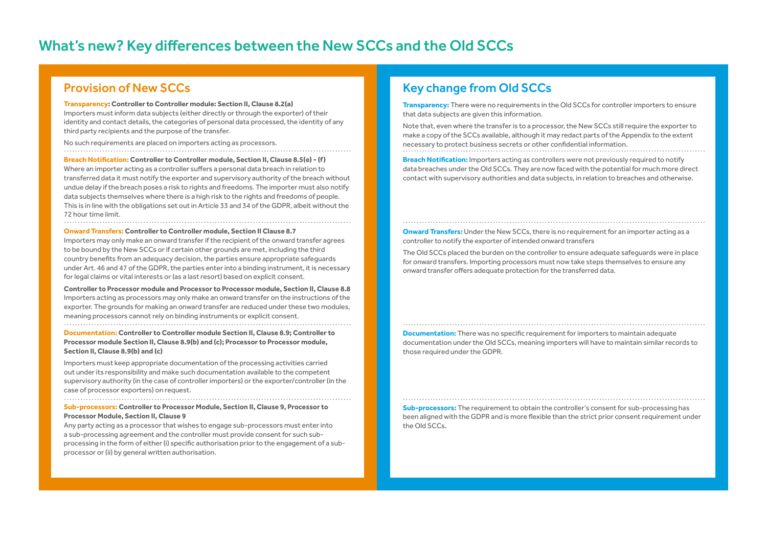# What's new? Key differences between the New SCCs and the Old SCCs

## Provision of New SCCs

**Transparency: Controller to Controller module: Section II, Clause 8.2(a)**
Importers must inform data subjects (either directly or through the exporter) of their identity and contact details, the categories of personal data processed, the identity of any third party recipients and the purpose of the transfer.

No such requirements are placed on importers acting as processors.

**Breach Notification: Controller to Controller module, Section II, Clause 8.5(e) - (f)**
Where an importer acting as a controller suffers a personal data breach in relation to transferred data it must notify the exporter and supervisory authority of the breach without undue delay if the breach poses a risk to rights and freedoms. The importer must also notify data subjects themselves where there is a high risk to the rights and freedoms of people. This is in line with the obligations set out in Article 33 and 34 of the GDPR, albeit without the 72 hour time limit.

**Onward Transfers: Controller to Controller module, Section II Clause 8.7**
Importers may only make an onward transfer if the recipient of the onward transfer agrees to be bound by the New SCCs or if certain other grounds are met, including the third country benefits from an adequacy decision, the parties ensure appropriate safeguards under Art. 46 and 47 of the GDPR, the parties enter into a binding instrument, it is necessary for legal claims or vital interests or (as a last resort) based on explicit consent.

**Controller to Processor module and Processor to Processor module, Section II, Clause 8.8**
Importers acting as processors may only make an onward transfer on the instructions of the exporter. The grounds for making an onward transfer are reduced under these two modules, meaning processors cannot rely on binding instruments or explicit consent.

**Documentation: Controller to Controller module Section II, Clause 8.9; Controller to Processor module Section II, Clause 8.9(b) and (c); Processor to Processor module, Section II, Clause 8.9(b) and (c)**

Importers must keep appropriate documentation of the processing activities carried out under its responsibility and make such documentation available to the competent supervisory authority (in the case of controller importers) or the exporter/controller (in the case of processor exporters) on request.

**Sub-processors: Controller to Processor Module, Section II, Clause 9, Processor to Processor Module, Section II, Clause 9**
Any party acting as a processor that wishes to engage sub-processors must enter into a sub-processing agreement and the controller must provide consent for such sub-processing in the form of either (i) specific authorisation prior to the engagement of a sub-processor or (ii) by general written authorisation.

## Key change from Old SCCs

**Transparency:** There were no requirements in the Old SCCs for controller importers to ensure that data subjects are given this information.

Note that, even where the transfer is to a processor, the New SCCs still require the exporter to make a copy of the SCCs available, although it may redact parts of the Appendix to the extent necessary to protect business secrets or other confidential information.

**Breach Notification:** Importers acting as controllers were not previously required to notify data breaches under the Old SCCs. They are now faced with the potential for much more direct contact with supervisory authorities and data subjects, in relation to breaches and otherwise.

**Onward Transfers:** Under the New SCCs, there is no requirement for an importer acting as a controller to notify the exporter of intended onward transfers

The Old SCCs placed the burden on the controller to ensure adequate safeguards were in place for onward transfers. Importing processors must now take steps themselves to ensure any onward transfer offers adequate protection for the transferred data.

**Documentation:** There was no specific requirement for importers to maintain adequate documentation under the Old SCCs, meaning importers will have to maintain similar records to those required under the GDPR.

**Sub-processors:** The requirement to obtain the controller's consent for sub-processing has been aligned with the GDPR and is more flexible than the strict prior consent requirement under the Old SCCs.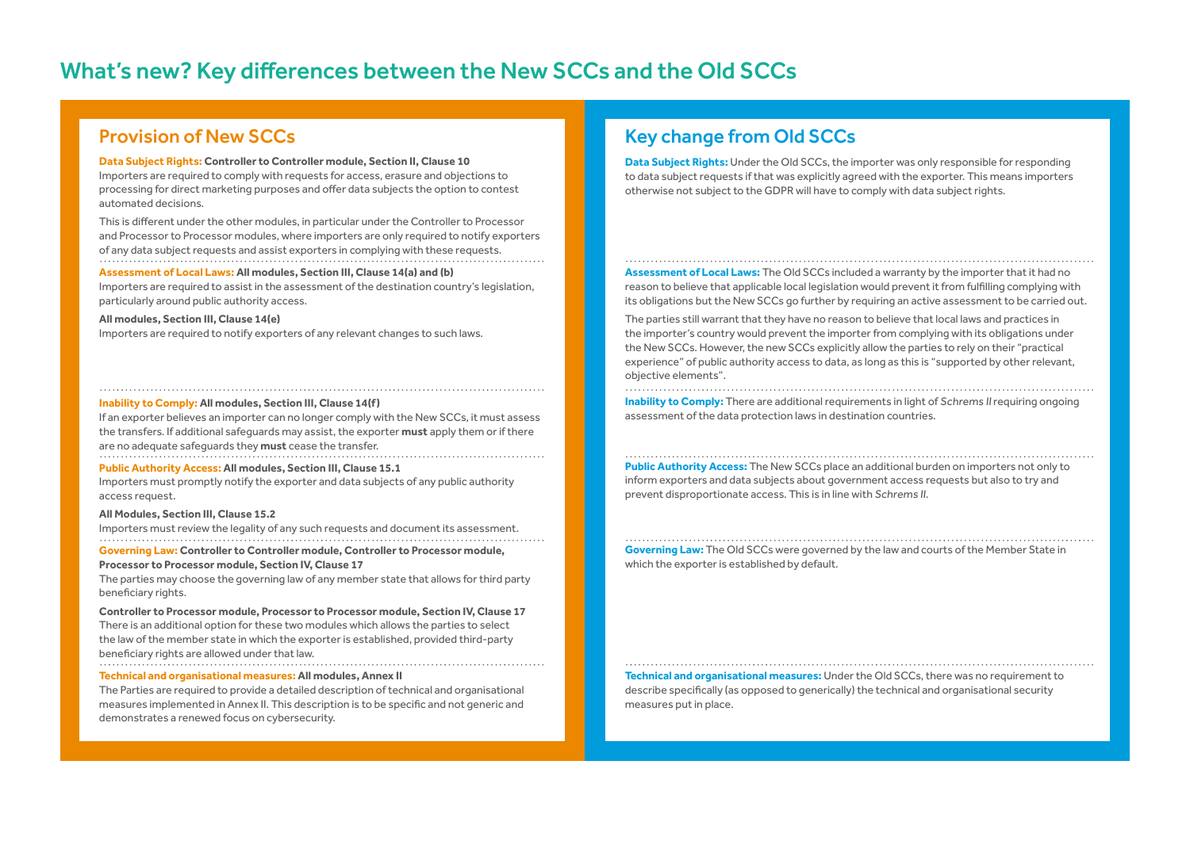# What's new? Key differences between the New SCCs and the Old SCCs

| Provision of New SCCs | Key change from Old SCCs |
|---|---|
| **Data Subject Rights: Controller to Controller module, Section II, Clause 10**<br>Importers are required to comply with requests for access, erasure and objections to processing for direct marketing purposes and offer data subjects the option to contest automated decisions.<br><br>This is different under the other modules, in particular under the Controller to Processor and Processor to Processor modules, where importers are only required to notify exporters of any data subject requests and assist exporters in complying with these requests. | **Data Subject Rights:** Under the Old SCCs, the importer was only responsible for responding to data subject requests if that was explicitly agreed with the exporter. This means importers otherwise not subject to the GDPR will have to comply with data subject rights. |
| **Assessment of Local Laws: All modules, Section III, Clause 14(a) and (b)**<br>Importers are required to assist in the assessment of the destination country's legislation, particularly around public authority access.<br><br>**All modules, Section III, Clause 14(e)**<br>Importers are required to notify exporters of any relevant changes to such laws. | **Assessment of Local Laws:** The Old SCCs included a warranty by the importer that it had no reason to believe that applicable local legislation would prevent it from fulfilling complying with its obligations but the New SCCs go further by requiring an active assessment to be carried out.<br><br>The parties still warrant that they have no reason to believe that local laws and practices in the importer's country would prevent the importer from complying with its obligations under the New SCCs. However, the new SCCs explicitly allow the parties to rely on their "practical experience" of public authority access to data, as long as this is "supported by other relevant, objective elements". |
| **Inability to Comply: All modules, Section III, Clause 14(f)**<br>If an exporter believes an importer can no longer comply with the New SCCs, it must assess the transfers. If additional safeguards may assist, the exporter **must** apply them or if there are no adequate safeguards they **must** cease the transfer. | **Inability to Comply:** There are additional requirements in light of *Schrems II* requiring ongoing assessment of the data protection laws in destination countries. |
| **Public Authority Access: All modules, Section III, Clause 15.1**<br>Importers must promptly notify the exporter and data subjects of any public authority access request.<br><br>**All Modules, Section III, Clause 15.2**<br>Importers must review the legality of any such requests and document its assessment. | **Public Authority Access:** The New SCCs place an additional burden on importers not only to inform exporters and data subjects about government access requests but also to try and prevent disproportionate access. This is in line with *Schrems II*. |
| **Governing Law: Controller to Controller module, Controller to Processor module, Processor to Processor module, Section IV, Clause 17**<br>The parties may choose the governing law of any member state that allows for third party beneficiary rights.<br><br>**Controller to Processor module, Processor to Processor module, Section IV, Clause 17**<br>There is an additional option for these two modules which allows the parties to select the law of the member state in which the exporter is established, provided third-party beneficiary rights are allowed under that law. | **Governing Law:** The Old SCCs were governed by the law and courts of the Member State in which the exporter is established by default. |
| **Technical and organisational measures: All modules, Annex II**<br>The Parties are required to provide a detailed description of technical and organisational measures implemented in Annex II. This description is to be specific and not generic and demonstrates a renewed focus on cybersecurity. | **Technical and organisational measures:** Under the Old SCCs, there was no requirement to describe specifically (as opposed to generically) the technical and organisational security measures put in place. |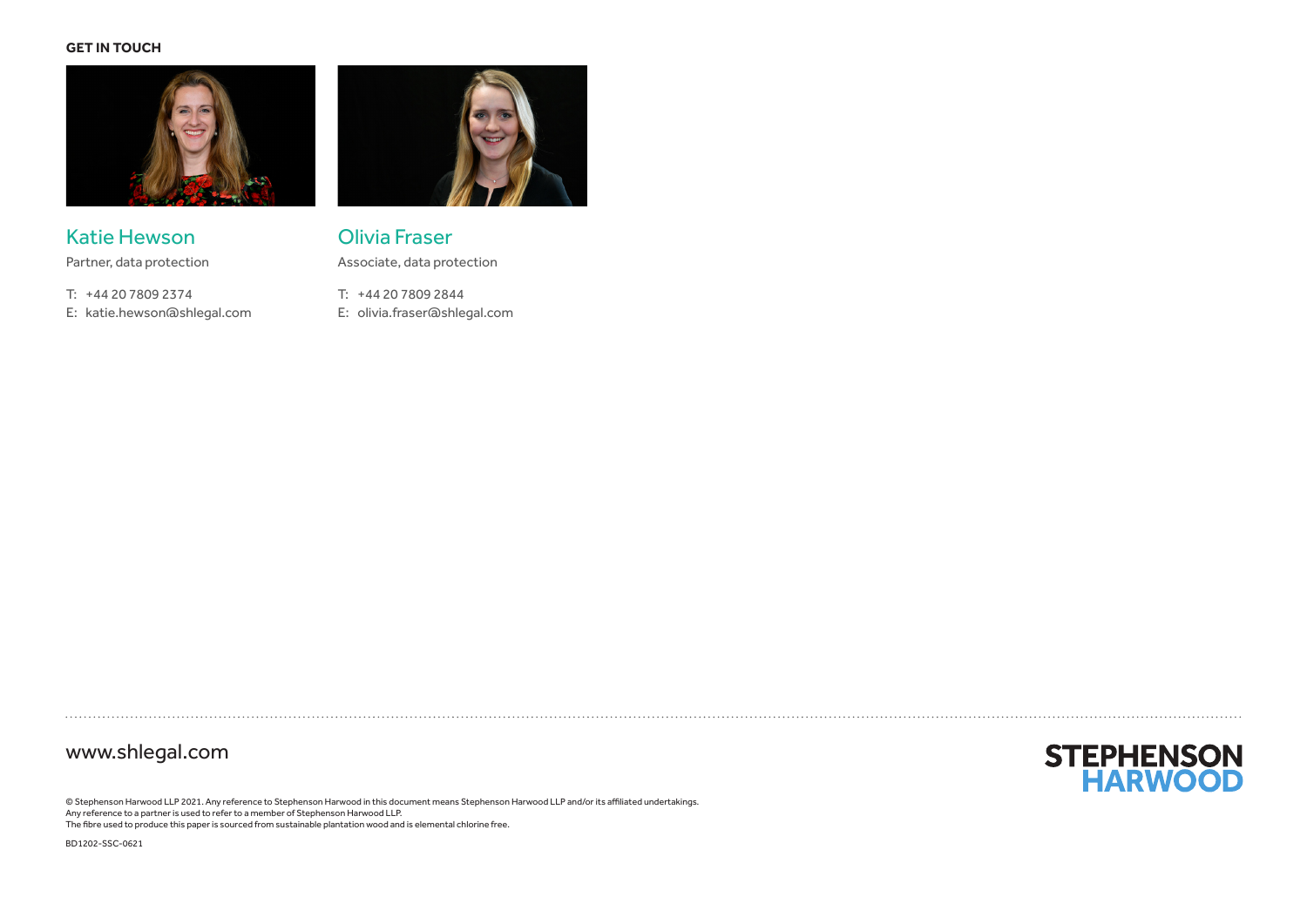**GET IN TOUCH**

### Katie Hewson

Partner, data protection

T: +44 20 7809 2374
E: katie.hewson@shlegal.com

### Olivia Fraser

Associate, data protection

T: +44 20 7809 2844
E: olivia.fraser@shlegal.com

www.shlegal.com

STEPHENSON HARWOOD

© Stephenson Harwood LLP 2021. Any reference to Stephenson Harwood in this document means Stephenson Harwood LLP and/or its affiliated undertakings.
Any reference to a partner is used to refer to a member of Stephenson Harwood LLP.
The fibre used to produce this paper is sourced from sustainable plantation wood and is elemental chlorine free.

BD1202-SSC-0621